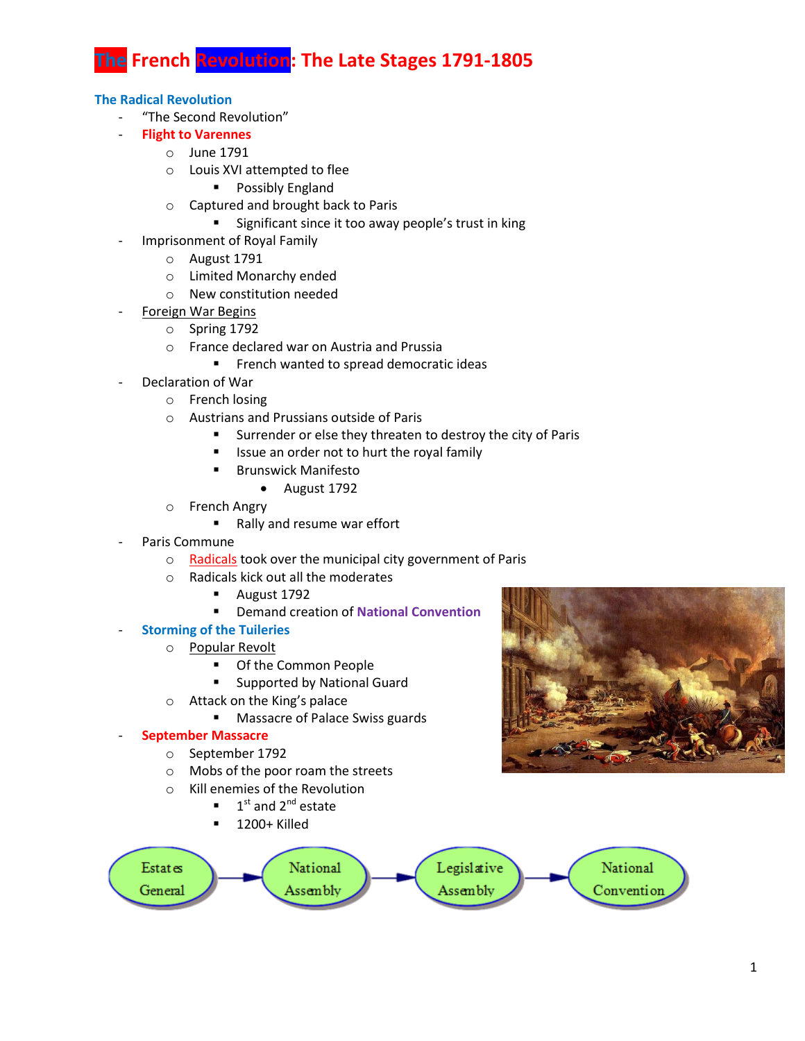# The French Revolution: The Late Stages 1791-1805

## The Radical Revolution

- "The Second Revolution"
- **Flight to Varennes**
  - June 1791
  - Louis XVI attempted to flee
    - Possibly England
  - Captured and brought back to Paris
    - Significant since it too away people's trust in king
- Imprisonment of Royal Family
  - August 1791
  - Limited Monarchy ended
  - New constitution needed
- Foreign War Begins
  - Spring 1792
  - France declared war on Austria and Prussia
    - French wanted to spread democratic ideas
- Declaration of War
  - French losing
  - Austrians and Prussians outside of Paris
    - Surrender or else they threaten to destroy the city of Paris
    - Issue an order not to hurt the royal family
    - Brunswick Manifesto
      - August 1792
  - French Angry
    - Rally and resume war effort
- Paris Commune
  - Radicals took over the municipal city government of Paris
  - Radicals kick out all the moderates
    - August 1792
    - Demand creation of **National Convention**
- **Storming of the Tuileries**
  - Popular Revolt
    - Of the Common People
    - Supported by National Guard
  - Attack on the King's palace
    - Massacre of Palace Swiss guards
- **September Massacre**
  - September 1792
  - Mobs of the poor roam the streets
  - Kill enemies of the Revolution
    - 1st and 2nd estate
    - 1200+ Killed

Estates General → National Assembly → Legislative Assembly → National Convention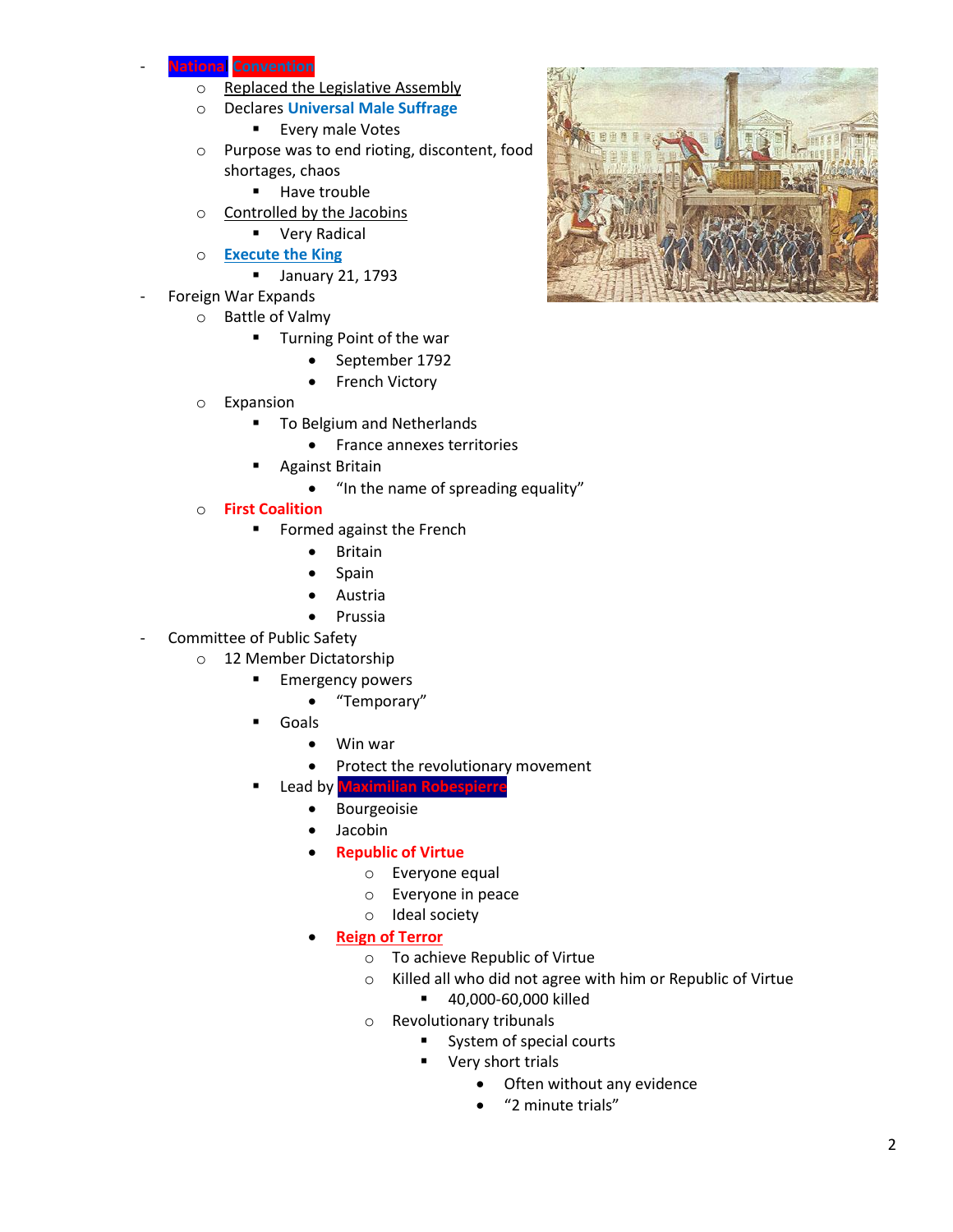- **National Convention**
  - Replaced the Legislative Assembly
  - Declares **Universal Male Suffrage**
    - Every male Votes
  - Purpose was to end rioting, discontent, food shortages, chaos
    - Have trouble
  - Controlled by the Jacobins
    - Very Radical
  - **Execute the King**
    - January 21, 1793
- Foreign War Expands
  - Battle of Valmy
    - Turning Point of the war
      - September 1792
      - French Victory
  - Expansion
    - To Belgium and Netherlands
      - France annexes territories
    - Against Britain
      - "In the name of spreading equality"
  - **First Coalition**
    - Formed against the French
      - Britain
      - Spain
      - Austria
      - Prussia
- Committee of Public Safety
  - 12 Member Dictatorship
    - Emergency powers
      - "Temporary"
    - Goals
      - Win war
      - Protect the revolutionary movement
    - Lead by **Maximilian Robespierre**
      - Bourgeoisie
      - Jacobin
      - **Republic of Virtue**
        - Everyone equal
        - Everyone in peace
        - Ideal society
      - **Reign of Terror**
        - To achieve Republic of Virtue
        - Killed all who did not agree with him or Republic of Virtue
          - 40,000-60,000 killed
        - Revolutionary tribunals
          - System of special courts
          - Very short trials
            - Often without any evidence
            - "2 minute trials"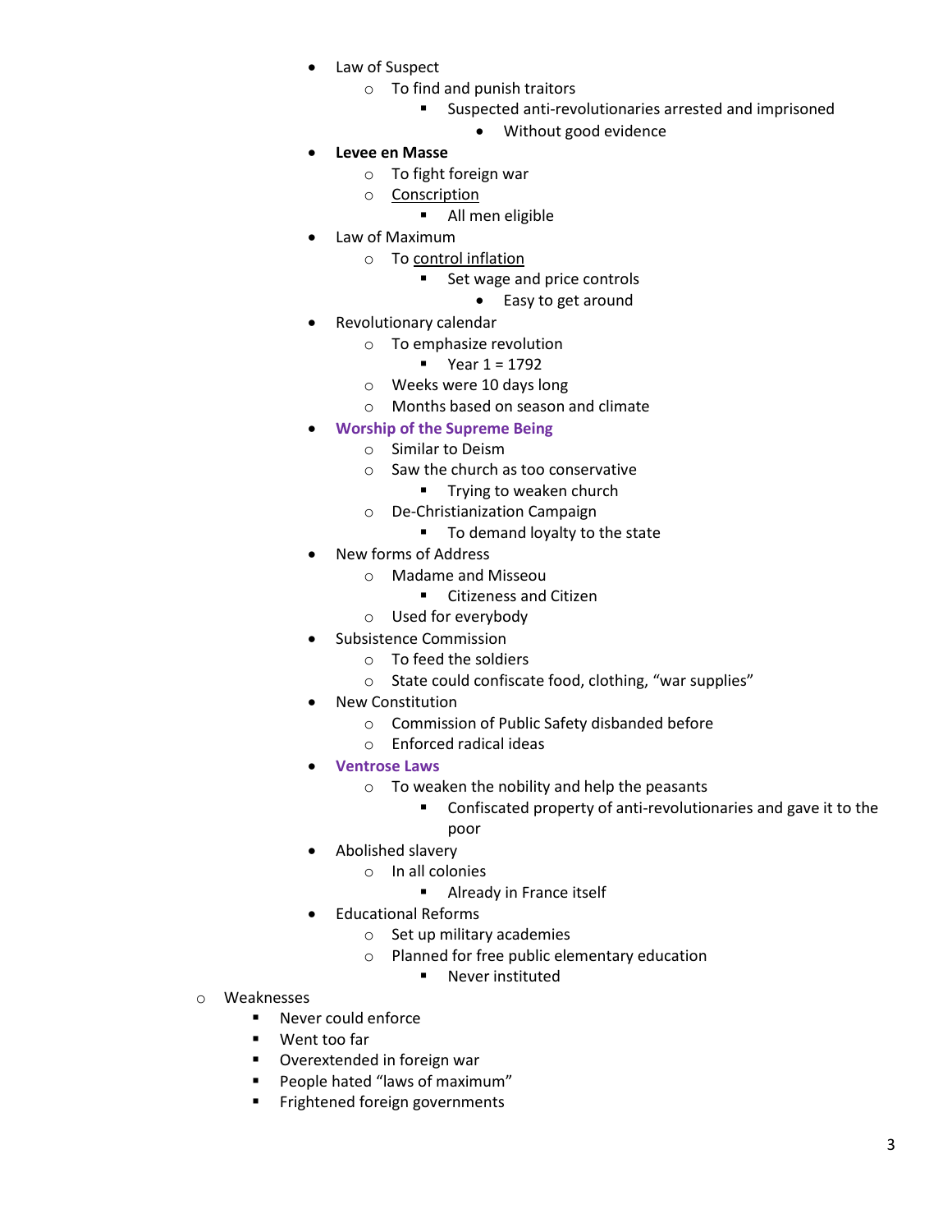- Law of Suspect
    - To find and punish traitors
        - Suspected anti-revolutionaries arrested and imprisoned
            - Without good evidence
- **Levee en Masse**
    - To fight foreign war
    - <u>Conscription</u>
        - All men eligible
- Law of Maximum
    - To <u>control inflation</u>
        - Set wage and price controls
            - Easy to get around
- Revolutionary calendar
    - To emphasize revolution
        - Year 1 = 1792
    - Weeks were 10 days long
    - Months based on season and climate
- **Worship of the Supreme Being**
    - Similar to Deism
    - Saw the church as too conservative
        - Trying to weaken church
    - De-Christianization Campaign
        - To demand loyalty to the state
- New forms of Address
    - Madame and Misseou
        - Citizeness and Citizen
    - Used for everybody
- Subsistence Commission
    - To feed the soldiers
    - State could confiscate food, clothing, "war supplies"
- New Constitution
    - Commission of Public Safety disbanded before
    - Enforced radical ideas
- **Ventrose Laws**
    - To weaken the nobility and help the peasants
        - Confiscated property of anti-revolutionaries and gave it to the poor
- Abolished slavery
    - In all colonies
        - Already in France itself
- Educational Reforms
    - Set up military academies
    - Planned for free public elementary education
        - Never instituted

- Weaknesses
    - Never could enforce
    - Went too far
    - Overextended in foreign war
    - People hated "laws of maximum"
    - Frightened foreign governments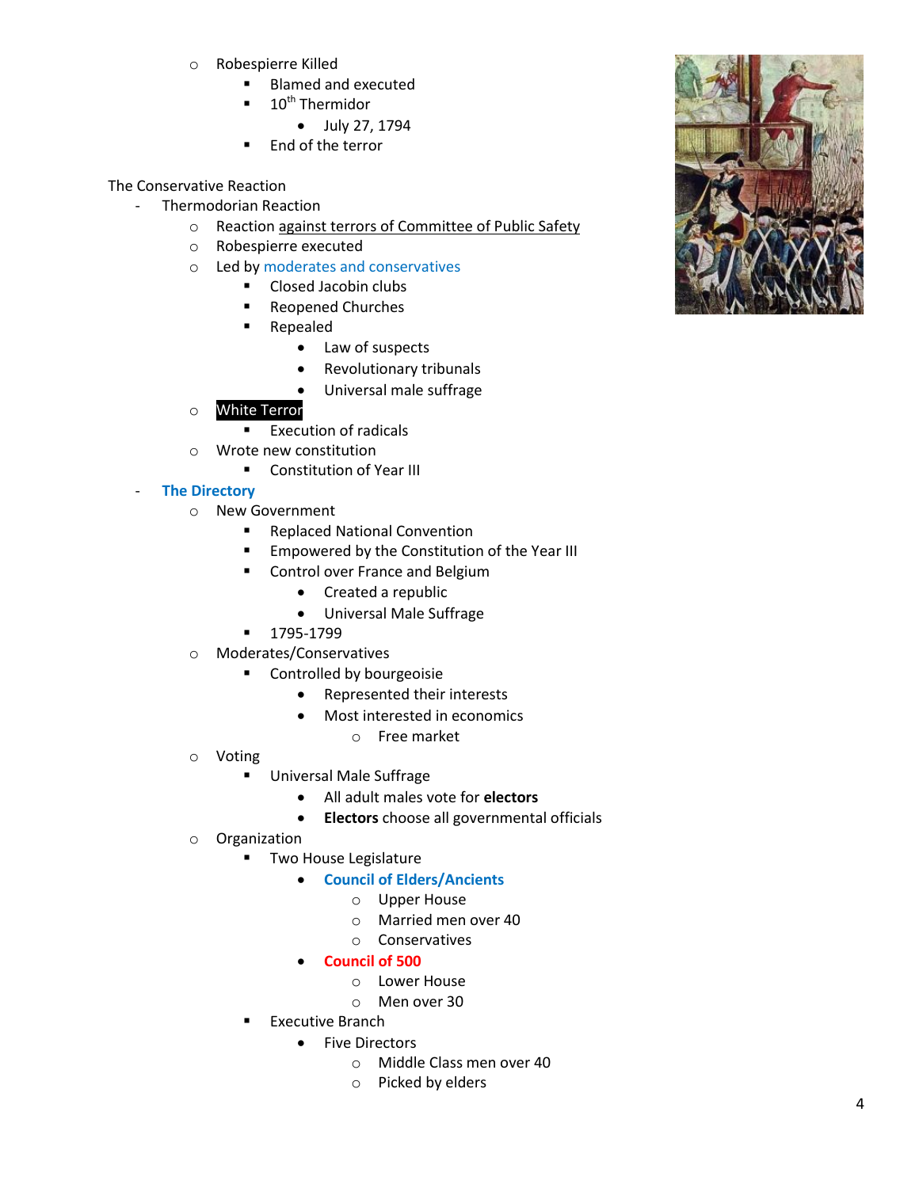- Robespierre Killed
  - Blamed and executed
  - $10^{th}$ Thermidor
    - July 27, 1794
  - End of the terror

The Conservative Reaction

- Thermodorian Reaction
  - Reaction against terrors of Committee of Public Safety
  - Robespierre executed
  - Led by moderates and conservatives
    - Closed Jacobin clubs
    - Reopened Churches
    - Repealed
      - Law of suspects
      - Revolutionary tribunals
      - Universal male suffrage
  - White Terror
    - Execution of radicals
  - Wrote new constitution
    - Constitution of Year III
- **The Directory**
  - New Government
    - Replaced National Convention
    - Empowered by the Constitution of the Year III
    - Control over France and Belgium
      - Created a republic
      - Universal Male Suffrage
    - 1795-1799
  - Moderates/Conservatives
    - Controlled by bourgeoisie
      - Represented their interests
      - Most interested in economics
        - Free market
  - Voting
    - Universal Male Suffrage
      - All adult males vote for **electors**
      - **Electors** choose all governmental officials
  - Organization
    - Two House Legislature
      - **Council of Elders/Ancients**
        - Upper House
        - Married men over 40
        - Conservatives
      - **Council of 500**
        - Lower House
        - Men over 30
    - Executive Branch
      - Five Directors
        - Middle Class men over 40
        - Picked by elders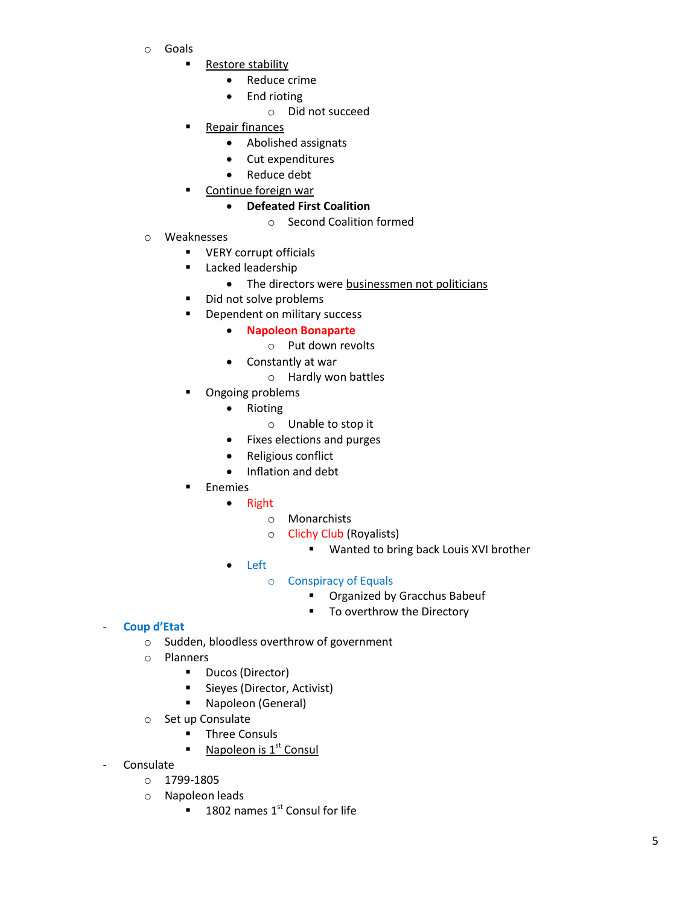- Goals
  - Restore stability
    - Reduce crime
    - End rioting
      - Did not succeed
  - Repair finances
    - Abolished assignats
    - Cut expenditures
    - Reduce debt
  - Continue foreign war
    - **Defeated First Coalition**
      - Second Coalition formed
- Weaknesses
  - VERY corrupt officials
  - Lacked leadership
    - The directors were businessmen not politicians
  - Did not solve problems
  - Dependent on military success
    - **Napoleon Bonaparte**
      - Put down revolts
    - Constantly at war
      - Hardly won battles
  - Ongoing problems
    - Rioting
      - Unable to stop it
    - Fixes elections and purges
    - Religious conflict
    - Inflation and debt
  - Enemies
    - Right
      - Monarchists
      - Clichy Club (Royalists)
        - Wanted to bring back Louis XVI brother
    - Left
      - Conspiracy of Equals
        - Organized by Gracchus Babeuf
        - To overthrow the Directory

- **Coup d'Etat**
  - Sudden, bloodless overthrow of government
  - Planners
    - Ducos (Director)
    - Sieyes (Director, Activist)
    - Napoleon (General)
  - Set up Consulate
    - Three Consuls
    - Napoleon is 1st Consul
- Consulate
  - 1799-1805
  - Napoleon leads
    - 1802 names 1st Consul for life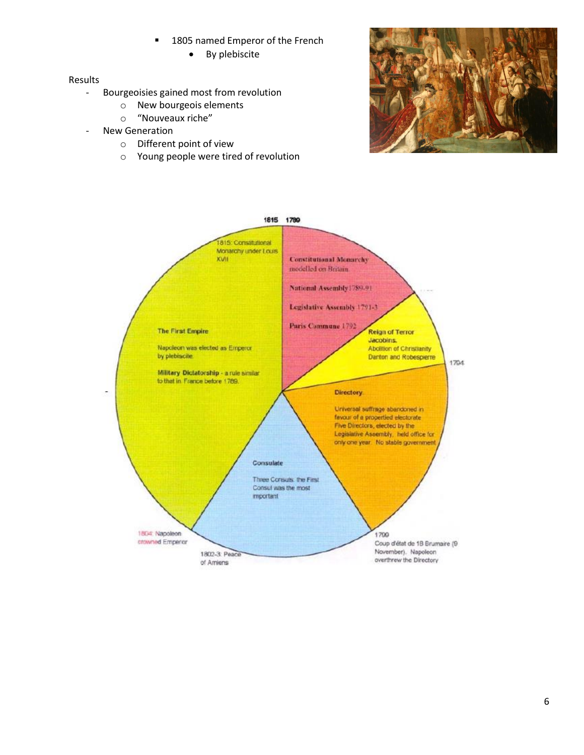- 1805 named Emperor of the French
  - By plebiscite

Results

- Bourgeoisies gained most from revolution
  - New bourgeois elements
  - "Nouveaux riche"
- New Generation
  - Different point of view
  - Young people were tired of revolution

1815 1789

1815: Constitutional Monarchy under Louis XVII

Constitutional Monarchy modelled on Britain

National Assembly 1789-91

Legislative Assembly 1791-3

Paris Commune 1792

Reign of Terror
Jacobins.
Abolition of Christianity
Danton and Robespierre

1794

The First Empire

Napoleon was elected as Emperor by plebiscite

Military Dictatorship - a rule similar to that in France before 1789.

Directory

Universal suffrage abandoned in favour of a propertied electorate
Five Directors, elected by the Legislative Assembly, held office for only one year. No stable government

Consulate

Three Consuls: the First Consul was the most important

1804: Napoleon crowned Emperor

1802-3: Peace of Amiens

1799
Coup d'état de 18 Brumaire (9 November). Napoleon overthrew the Directory